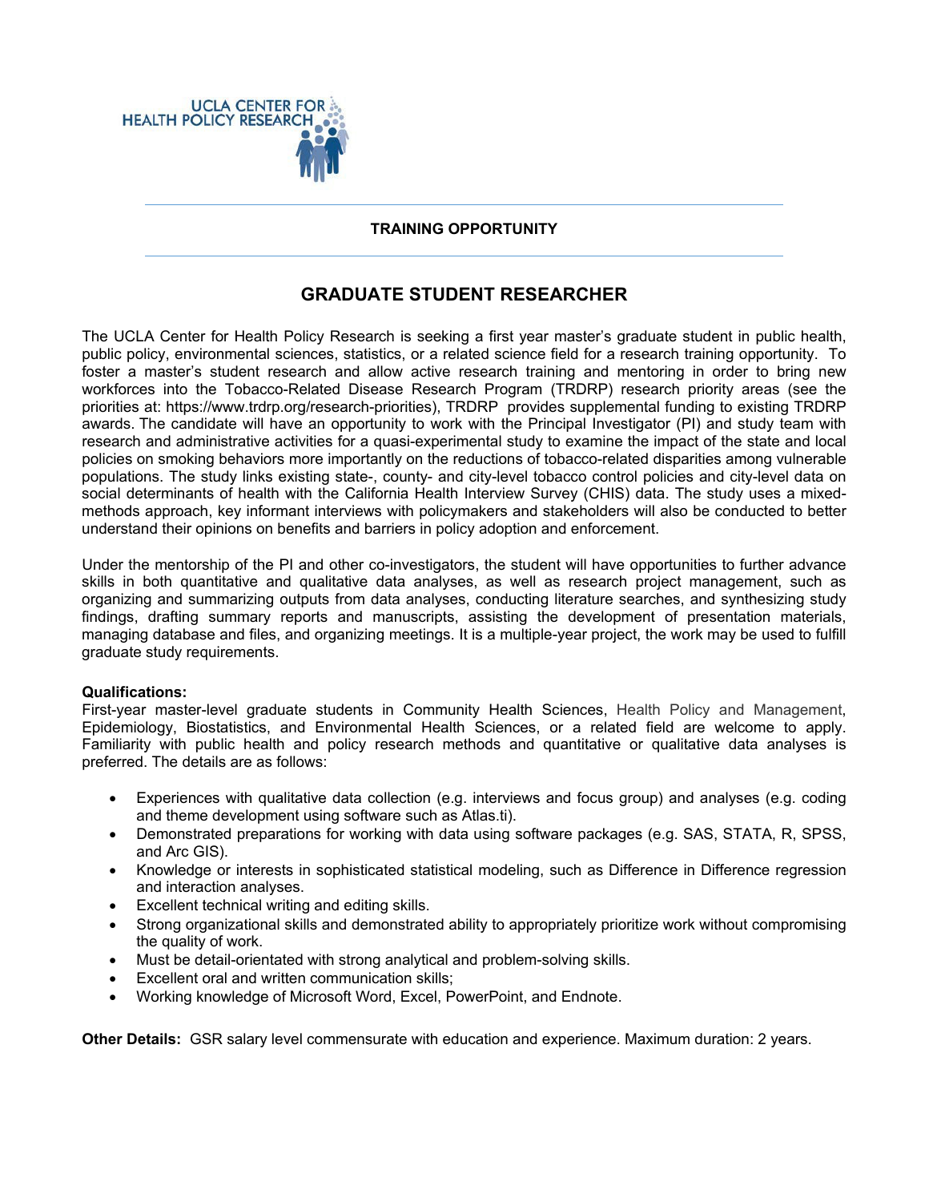UCLA CENTER FOR HEALTH POLICY RESEARCH

**TRAINING OPPORTUNITY**

# GRADUATE STUDENT RESEARCHER

The UCLA Center for Health Policy Research is seeking a first year master's graduate student in public health, public policy, environmental sciences, statistics, or a related science field for a research training opportunity. To foster a master's student research and allow active research training and mentoring in order to bring new workforces into the Tobacco-Related Disease Research Program (TRDRP) research priority areas (see the priorities at: https://www.trdrp.org/research-priorities), TRDRP provides supplemental funding to existing TRDRP awards. The candidate will have an opportunity to work with the Principal Investigator (PI) and study team with research and administrative activities for a quasi-experimental study to examine the impact of the state and local policies on smoking behaviors more importantly on the reductions of tobacco-related disparities among vulnerable populations. The study links existing state-, county- and city-level tobacco control policies and city-level data on social determinants of health with the California Health Interview Survey (CHIS) data. The study uses a mixed-methods approach, key informant interviews with policymakers and stakeholders will also be conducted to better understand their opinions on benefits and barriers in policy adoption and enforcement.

Under the mentorship of the PI and other co-investigators, the student will have opportunities to further advance skills in both quantitative and qualitative data analyses, as well as research project management, such as organizing and summarizing outputs from data analyses, conducting literature searches, and synthesizing study findings, drafting summary reports and manuscripts, assisting the development of presentation materials, managing database and files, and organizing meetings. It is a multiple-year project, the work may be used to fulfill graduate study requirements.

**Qualifications:**
First-year master-level graduate students in Community Health Sciences, Health Policy and Management, Epidemiology, Biostatistics, and Environmental Health Sciences, or a related field are welcome to apply. Familiarity with public health and policy research methods and quantitative or qualitative data analyses is preferred. The details are as follows:

- Experiences with qualitative data collection (e.g. interviews and focus group) and analyses (e.g. coding and theme development using software such as Atlas.ti).
- Demonstrated preparations for working with data using software packages (e.g. SAS, STATA, R, SPSS, and Arc GIS).
- Knowledge or interests in sophisticated statistical modeling, such as Difference in Difference regression and interaction analyses.
- Excellent technical writing and editing skills.
- Strong organizational skills and demonstrated ability to appropriately prioritize work without compromising the quality of work.
- Must be detail-orientated with strong analytical and problem-solving skills.
- Excellent oral and written communication skills;
- Working knowledge of Microsoft Word, Excel, PowerPoint, and Endnote.

**Other Details:** GSR salary level commensurate with education and experience. Maximum duration: 2 years.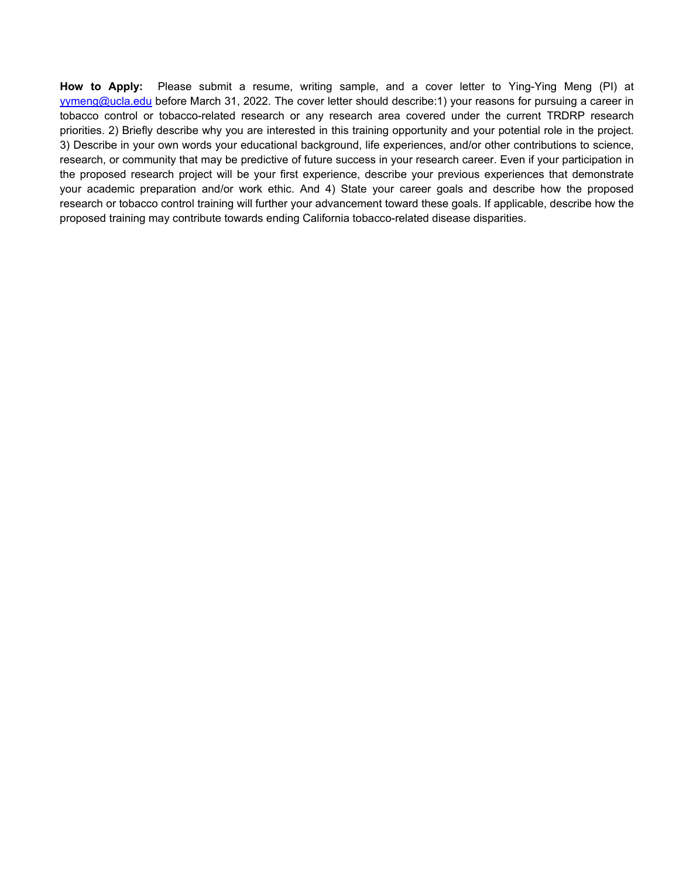**How to Apply:** Please submit a resume, writing sample, and a cover letter to Ying-Ying Meng (PI) at [yymeng@ucla.edu](mailto:yymeng@ucla.edu) before March 31, 2022. The cover letter should describe:1) your reasons for pursuing a career in tobacco control or tobacco-related research or any research area covered under the current TRDRP research priorities. 2) Briefly describe why you are interested in this training opportunity and your potential role in the project. 3) Describe in your own words your educational background, life experiences, and/or other contributions to science, research, or community that may be predictive of future success in your research career. Even if your participation in the proposed research project will be your first experience, describe your previous experiences that demonstrate your academic preparation and/or work ethic. And 4) State your career goals and describe how the proposed research or tobacco control training will further your advancement toward these goals. If applicable, describe how the proposed training may contribute towards ending California tobacco-related disease disparities.